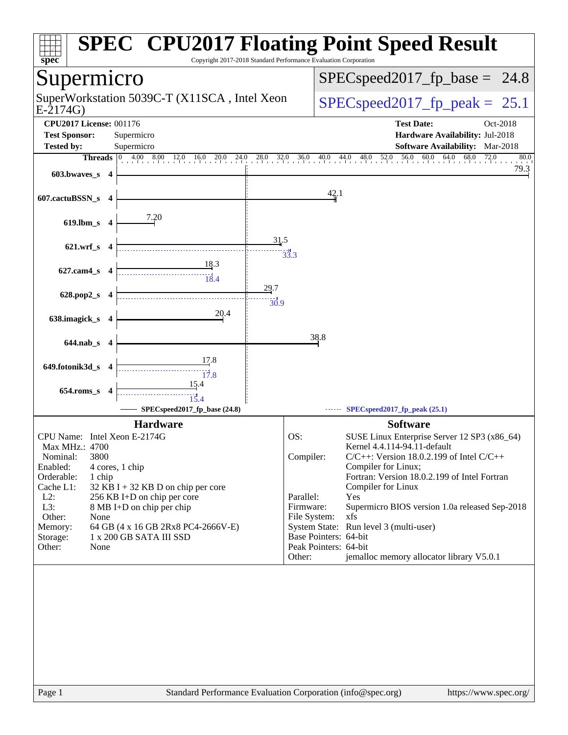# SPEC CPU2017 Floating Point Speed Result

Copyright 2017-2018 Standard Performance Evaluation Corporation

## Supermicro

SuperWorkstation 5039C-T (X11SCA , Intel Xeon E-2174G)

SPECspeed2017_fp_base = 24.8

SPECspeed2017_fp_peak = 25.1

**CPU2017 License:** 001176
**Test Sponsor:** Supermicro
**Tested by:** Supermicro

**Test Date:** Oct-2018
**Hardware Availability:** Jul-2018
**Software Availability:** Mar-2018

| Benchmark | Threads | Base | Peak |
|---|---|---|---|
| 603.bwaves_s | 4 | 79.3 | |
| 607.cactuBSSN_s | 4 | 42.1 | |
| 619.lbm_s | 4 | 7.20 | |
| 621.wrf_s | 4 | 31.5 | 33.3 |
| 627.cam4_s | 4 | 18.3 | 18.4 |
| 628.pop2_s | 4 | 29.7 | 30.9 |
| 638.imagick_s | 4 | 20.4 | |
| 644.nab_s | 4 | 38.8 | |
| 649.fotonik3d_s | 4 | 17.8 | 17.8 |
| 654.roms_s | 4 | 15.4 | 15.4 |

SPECspeed2017_fp_base (24.8) — SPECspeed2017_fp_peak (25.1)

## Hardware

| | |
|---|---|
| CPU Name: | Intel Xeon E-2174G |
| Max MHz.: | 4700 |
| Nominal: | 3800 |
| Enabled: | 4 cores, 1 chip |
| Orderable: | 1 chip |
| Cache L1: | 32 KB I + 32 KB D on chip per core |
| L2: | 256 KB I+D on chip per core |
| L3: | 8 MB I+D on chip per chip |
| Other: | None |
| Memory: | 64 GB (4 x 16 GB 2Rx8 PC4-2666V-E) |
| Storage: | 1 x 200 GB SATA III SSD |
| Other: | None |

## Software

| | |
|---|---|
| OS: | SUSE Linux Enterprise Server 12 SP3 (x86_64) Kernel 4.4.114-94.11-default |
| Compiler: | C/C++: Version 18.0.2.199 of Intel C/C++ Compiler for Linux; Fortran: Version 18.0.2.199 of Intel Fortran Compiler for Linux |
| Parallel: | Yes |
| Firmware: | Supermicro BIOS version 1.0a released Sep-2018 |
| File System: | xfs |
| System State: | Run level 3 (multi-user) |
| Base Pointers: | 64-bit |
| Peak Pointers: | 64-bit |
| Other: | jemalloc memory allocator library V5.0.1 |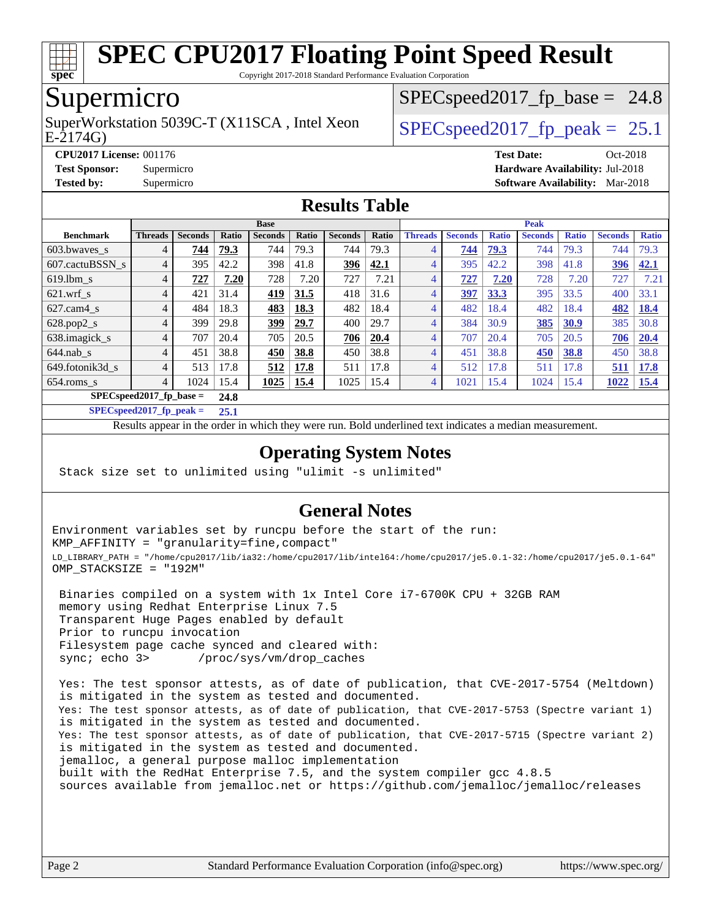# SPEC CPU2017 Floating Point Speed Result

Copyright 2017-2018 Standard Performance Evaluation Corporation

## Supermicro

SuperWorkstation 5039C-T (X11SCA , Intel Xeon E-2174G)

SPECspeed2017_fp_base = 24.8

SPECspeed2017_fp_peak = 25.1

**CPU2017 License:** 001176
**Test Sponsor:** Supermicro
**Tested by:** Supermicro

**Test Date:** Oct-2018
**Hardware Availability:** Jul-2018
**Software Availability:** Mar-2018

## Results Table

| | Base | | | | | | | Peak | | | | | | |
|---|---|---|---|---|---|---|---|---|---|---|---|---|---|---|
| **Benchmark** | **Threads** | **Seconds** | **Ratio** | **Seconds** | **Ratio** | **Seconds** | **Ratio** | **Threads** | **Seconds** | **Ratio** | **Seconds** | **Ratio** | **Seconds** | **Ratio** |
| 603.bwaves_s | 4 | **744** | **79.3** | 744 | 79.3 | 744 | 79.3 | 4 | **744** | **79.3** | 744 | 79.3 | 744 | 79.3 |
| 607.cactuBSSN_s | 4 | 395 | 42.2 | 398 | 41.8 | **396** | **42.1** | 4 | 395 | 42.2 | 398 | 41.8 | **396** | **42.1** |
| 619.lbm_s | 4 | **727** | **7.20** | 728 | 7.20 | 727 | 7.21 | 4 | **727** | **7.20** | 728 | 7.20 | 727 | 7.21 |
| 621.wrf_s | 4 | 421 | 31.4 | **419** | **31.5** | 418 | 31.6 | 4 | **397** | **33.3** | 395 | 33.5 | 400 | 33.1 |
| 627.cam4_s | 4 | 484 | 18.3 | **483** | **18.3** | 482 | 18.4 | 4 | 482 | 18.4 | 482 | 18.4 | **482** | **18.4** |
| 628.pop2_s | 4 | 399 | 29.8 | **399** | **29.7** | 400 | 29.7 | 4 | 384 | 30.9 | **385** | **30.9** | 385 | 30.8 |
| 638.imagick_s | 4 | 707 | 20.4 | 705 | 20.5 | **706** | **20.4** | 4 | 707 | 20.4 | 705 | 20.5 | **706** | **20.4** |
| 644.nab_s | 4 | 451 | 38.8 | **450** | **38.8** | 450 | 38.8 | 4 | 451 | 38.8 | **450** | **38.8** | 450 | 38.8 |
| 649.fotonik3d_s | 4 | 513 | 17.8 | **512** | **17.8** | 511 | 17.8 | 4 | 512 | 17.8 | 511 | 17.8 | **511** | **17.8** |
| 654.roms_s | 4 | 1024 | 15.4 | **1025** | **15.4** | 1025 | 15.4 | 4 | 1021 | 15.4 | 1024 | 15.4 | **1022** | **15.4** |

**SPECspeed2017_fp_base = 24.8**

**SPECspeed2017_fp_peak = 25.1**

Results appear in the order in which they were run. Bold underlined text indicates a median measurement.

## Operating System Notes

```
Stack size set to unlimited using "ulimit -s unlimited"
```

## General Notes

```
Environment variables set by runcpu before the start of the run:
KMP_AFFINITY = "granularity=fine,compact"
LD_LIBRARY_PATH = "/home/cpu2017/lib/ia32:/home/cpu2017/lib/intel64:/home/cpu2017/je5.0.1-32:/home/cpu2017/je5.0.1-64"
OMP_STACKSIZE = "192M"

 Binaries compiled on a system with 1x Intel Core i7-6700K CPU + 32GB RAM
 memory using Redhat Enterprise Linux 7.5
 Transparent Huge Pages enabled by default
 Prior to runcpu invocation
 Filesystem page cache synced and cleared with:
 sync; echo 3>       /proc/sys/vm/drop_caches

 Yes: The test sponsor attests, as of date of publication, that CVE-2017-5754 (Meltdown)
 is mitigated in the system as tested and documented.
 Yes: The test sponsor attests, as of date of publication, that CVE-2017-5753 (Spectre variant 1)
 is mitigated in the system as tested and documented.
 Yes: The test sponsor attests, as of date of publication, that CVE-2017-5715 (Spectre variant 2)
 is mitigated in the system as tested and documented.
 jemalloc, a general purpose malloc implementation
 built with the RedHat Enterprise 7.5, and the system compiler gcc 4.8.5
 sources available from jemalloc.net or https://github.com/jemalloc/jemalloc/releases
```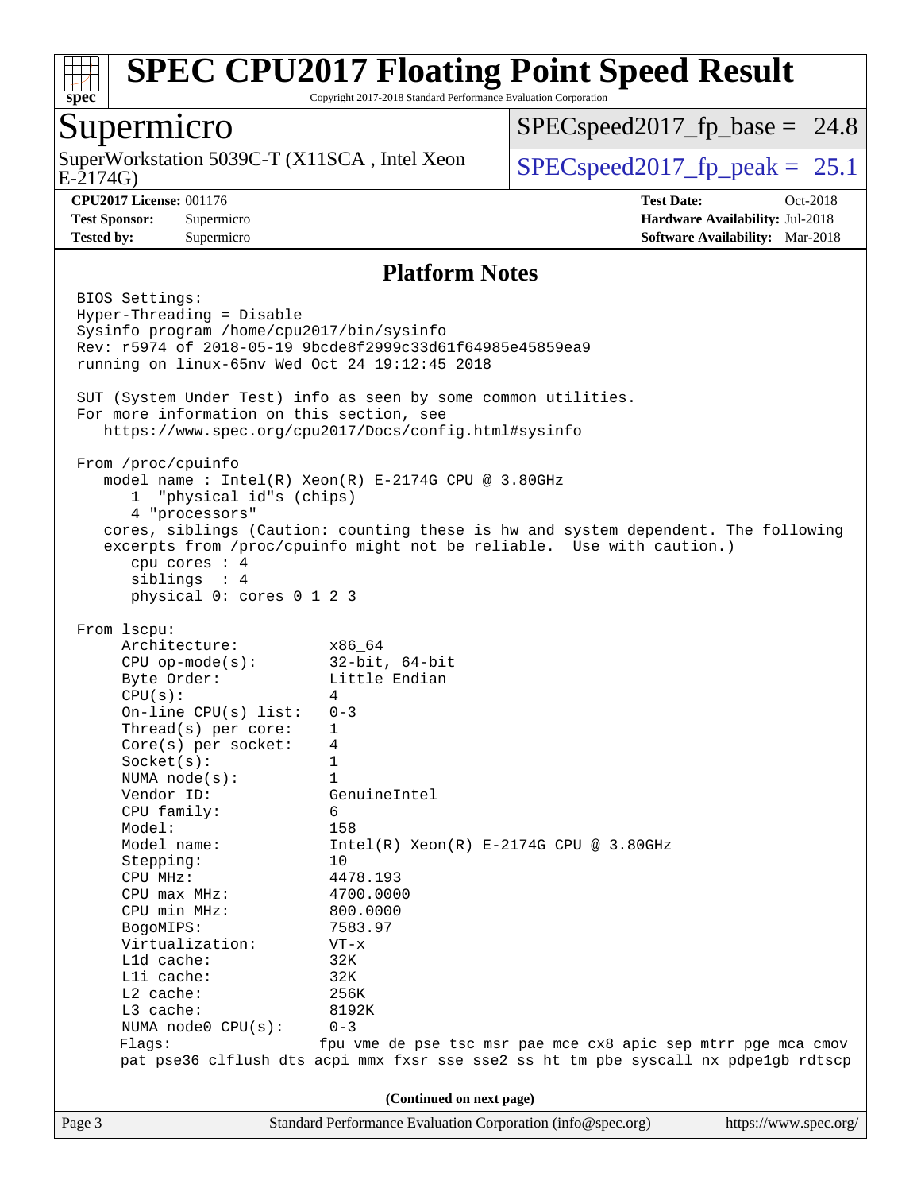# SPEC CPU2017 Floating Point Speed Result

Copyright 2017-2018 Standard Performance Evaluation Corporation

## Supermicro

SuperWorkstation 5039C-T (X11SCA , Intel Xeon E-2174G)

SPECspeed2017_fp_base = 24.8

SPECspeed2017_fp_peak = 25.1

**CPU2017 License:** 001176
**Test Sponsor:** Supermicro
**Tested by:** Supermicro

**Test Date:** Oct-2018
**Hardware Availability:** Jul-2018
**Software Availability:** Mar-2018

### Platform Notes

```
BIOS Settings:
Hyper-Threading = Disable
Sysinfo program /home/cpu2017/bin/sysinfo
Rev: r5974 of 2018-05-19 9bcde8f2999c33d61f64985e45859ea9
running on linux-65nv Wed Oct 24 19:12:45 2018

SUT (System Under Test) info as seen by some common utilities.
For more information on this section, see
   https://www.spec.org/cpu2017/Docs/config.html#sysinfo

From /proc/cpuinfo
   model name : Intel(R) Xeon(R) E-2174G CPU @ 3.80GHz
      1  "physical id"s (chips)
      4 "processors"
   cores, siblings (Caution: counting these is hw and system dependent. The following
   excerpts from /proc/cpuinfo might not be reliable.  Use with caution.)
      cpu cores : 4
      siblings  : 4
      physical 0: cores 0 1 2 3

From lscpu:
     Architecture:          x86_64
     CPU op-mode(s):        32-bit, 64-bit
     Byte Order:            Little Endian
     CPU(s):                4
     On-line CPU(s) list:   0-3
     Thread(s) per core:    1
     Core(s) per socket:    4
     Socket(s):             1
     NUMA node(s):          1
     Vendor ID:             GenuineIntel
     CPU family:            6
     Model:                 158
     Model name:            Intel(R) Xeon(R) E-2174G CPU @ 3.80GHz
     Stepping:              10
     CPU MHz:               4478.193
     CPU max MHz:           4700.0000
     CPU min MHz:           800.0000
     BogoMIPS:              7583.97
     Virtualization:        VT-x
     L1d cache:             32K
     L1i cache:             32K
     L2 cache:              256K
     L3 cache:              8192K
     NUMA node0 CPU(s):     0-3
     Flags:                 fpu vme de pse tsc msr pae mce cx8 apic sep mtrr pge mca cmov
     pat pse36 clflush dts acpi mmx fxsr sse sse2 ss ht tm pbe syscall nx pdpe1gb rdtscp
```

(Continued on next page)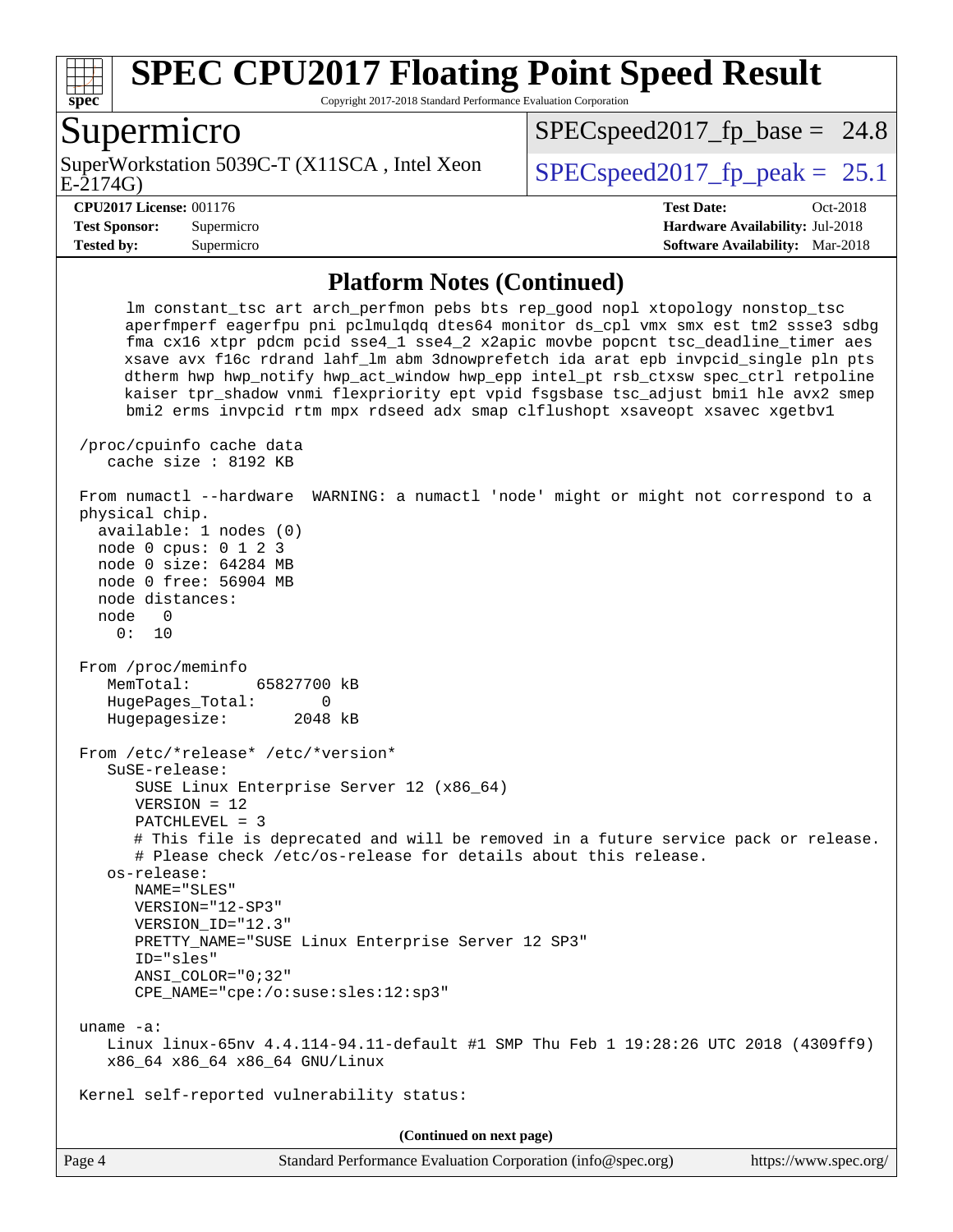## Platform Notes (Continued)

```
      lm constant_tsc art arch_perfmon pebs bts rep_good nopl xtopology nonstop_tsc
      aperfmperf eagerfpu pni pclmulqdq dtes64 monitor ds_cpl vmx smx est tm2 ssse3 sdbg
      fma cx16 xtpr pdcm pcid sse4_1 sse4_2 x2apic movbe popcnt tsc_deadline_timer aes
      xsave avx f16c rdrand lahf_lm abm 3dnowprefetch ida arat epb invpcid_single pln pts
      dtherm hwp hwp_notify hwp_act_window hwp_epp intel_pt rsb_ctxsw spec_ctrl retpoline
      kaiser tpr_shadow vnmi flexpriority ept vpid fsgsbase tsc_adjust bmi1 hle avx2 smep
      bmi2 erms invpcid rtm mpx rdseed adx smap clflushopt xsaveopt xsavec xgetbv1

 /proc/cpuinfo cache data
    cache size : 8192 KB

 From numactl --hardware  WARNING: a numactl 'node' might or might not correspond to a
 physical chip.
   available: 1 nodes (0)
   node 0 cpus: 0 1 2 3
   node 0 size: 64284 MB
   node 0 free: 56904 MB
   node distances:
   node   0
     0:  10

 From /proc/meminfo
    MemTotal:       65827700 kB
    HugePages_Total:       0
    Hugepagesize:       2048 kB

 From /etc/*release* /etc/*version*
    SuSE-release:
       SUSE Linux Enterprise Server 12 (x86_64)
       VERSION = 12
       PATCHLEVEL = 3
       # This file is deprecated and will be removed in a future service pack or release.
       # Please check /etc/os-release for details about this release.
    os-release:
       NAME="SLES"
       VERSION="12-SP3"
       VERSION_ID="12.3"
       PRETTY_NAME="SUSE Linux Enterprise Server 12 SP3"
       ID="sles"
       ANSI_COLOR="0;32"
       CPE_NAME="cpe:/o:suse:sles:12:sp3"

 uname -a:
    Linux linux-65nv 4.4.114-94.11-default #1 SMP Thu Feb 1 19:28:26 UTC 2018 (4309ff9)
    x86_64 x86_64 x86_64 GNU/Linux

 Kernel self-reported vulnerability status:
```

**(Continued on next page)**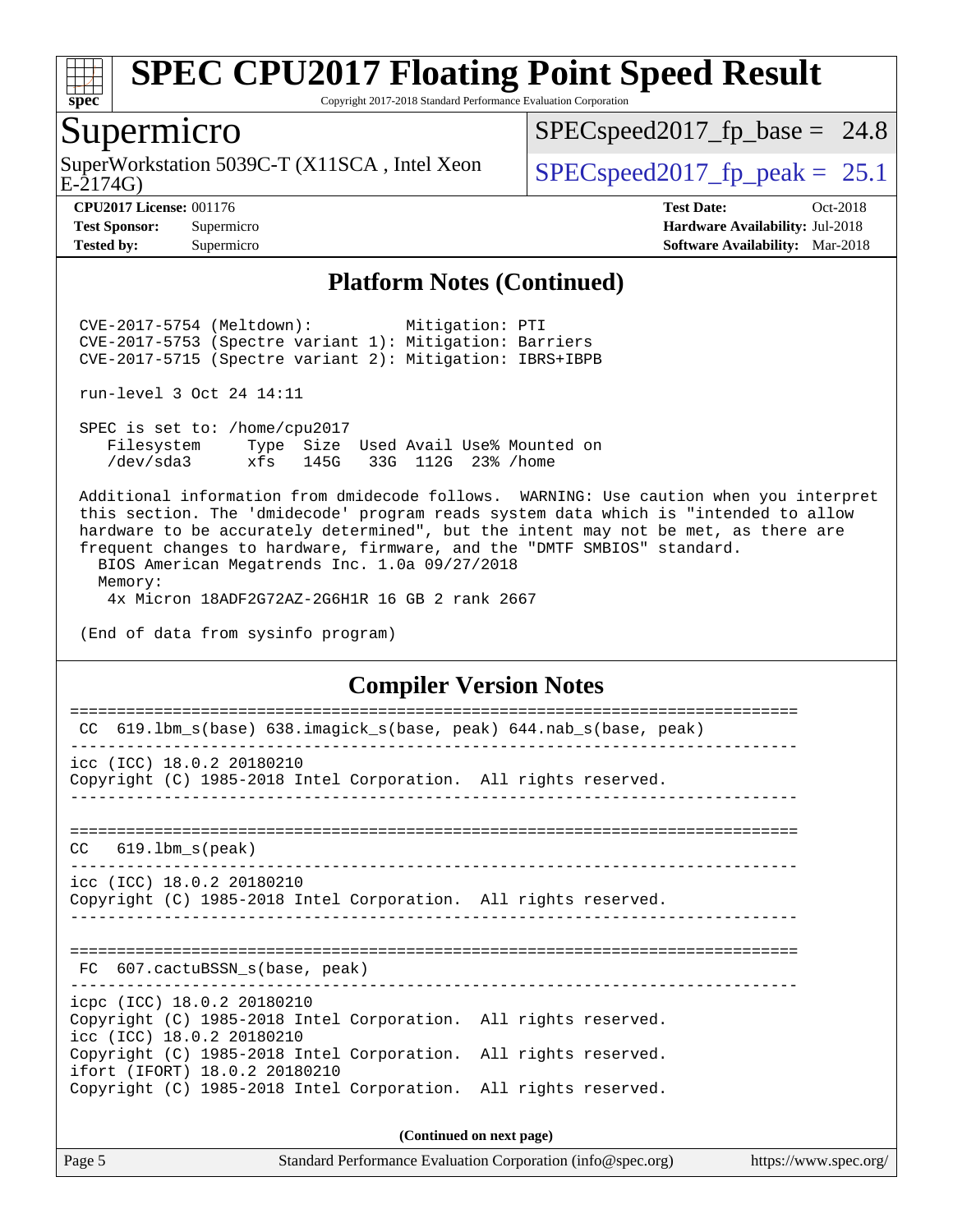## Platform Notes (Continued)

```
CVE-2017-5754 (Meltdown):          Mitigation: PTI
CVE-2017-5753 (Spectre variant 1): Mitigation: Barriers
CVE-2017-5715 (Spectre variant 2): Mitigation: IBRS+IBPB

run-level 3 Oct 24 14:11

SPEC is set to: /home/cpu2017
   Filesystem     Type  Size  Used Avail Use% Mounted on
   /dev/sda3      xfs   145G   33G  112G  23% /home

Additional information from dmidecode follows.  WARNING: Use caution when you interpret
this section. The 'dmidecode' program reads system data which is "intended to allow
hardware to be accurately determined", but the intent may not be met, as there are
frequent changes to hardware, firmware, and the "DMTF SMBIOS" standard.
  BIOS American Megatrends Inc. 1.0a 09/27/2018
  Memory:
   4x Micron 18ADF2G72AZ-2G6H1R 16 GB 2 rank 2667

(End of data from sysinfo program)
```

## Compiler Version Notes

```
==============================================================================
 CC  619.lbm_s(base) 638.imagick_s(base, peak) 644.nab_s(base, peak)
------------------------------------------------------------------------------
icc (ICC) 18.0.2 20180210
Copyright (C) 1985-2018 Intel Corporation.  All rights reserved.
------------------------------------------------------------------------------

==============================================================================
 CC  619.lbm_s(peak)
------------------------------------------------------------------------------
icc (ICC) 18.0.2 20180210
Copyright (C) 1985-2018 Intel Corporation.  All rights reserved.
------------------------------------------------------------------------------

==============================================================================
 FC  607.cactuBSSN_s(base, peak)
------------------------------------------------------------------------------
icpc (ICC) 18.0.2 20180210
Copyright (C) 1985-2018 Intel Corporation.  All rights reserved.
icc (ICC) 18.0.2 20180210
Copyright (C) 1985-2018 Intel Corporation.  All rights reserved.
ifort (IFORT) 18.0.2 20180210
Copyright (C) 1985-2018 Intel Corporation.  All rights reserved.
```

(Continued on next page)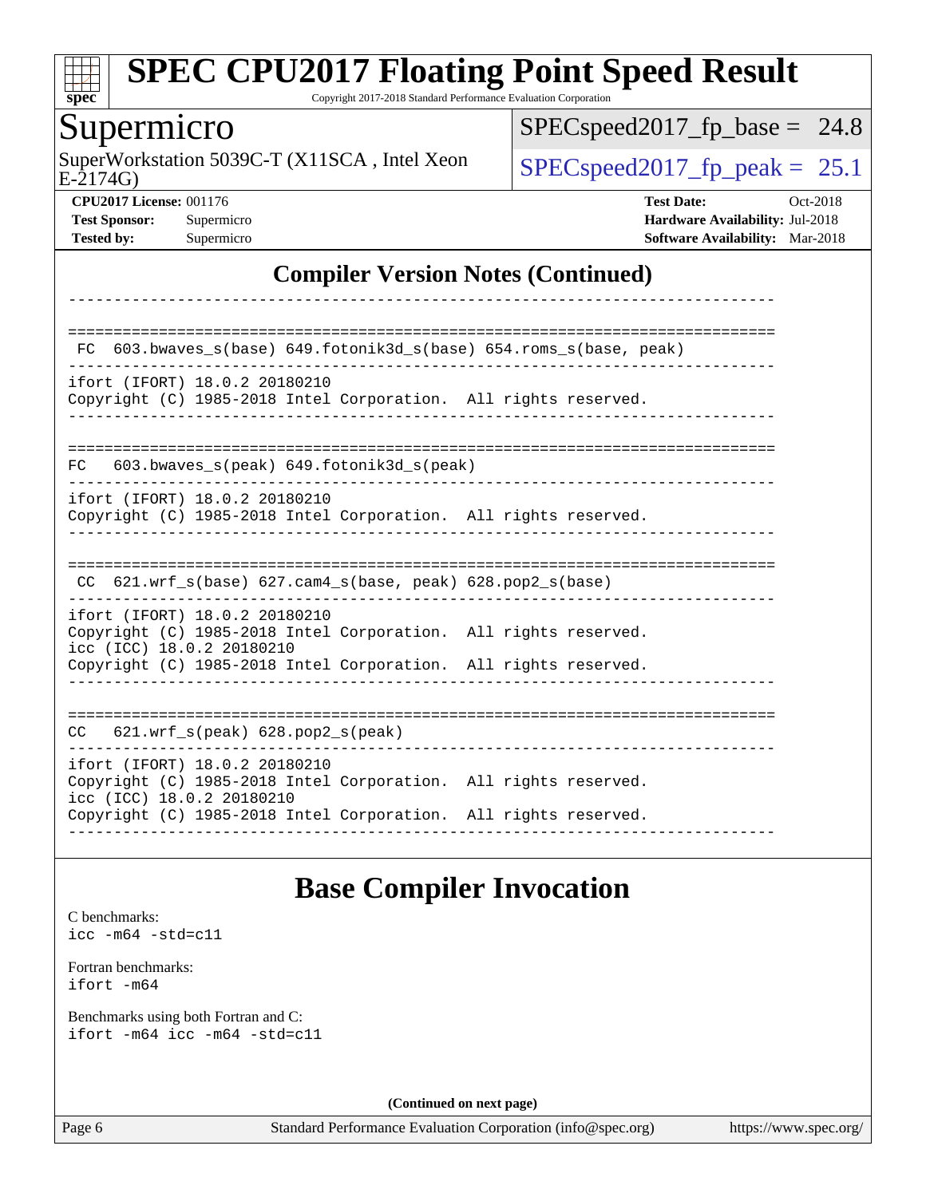# SPEC CPU2017 Floating Point Speed Result

Copyright 2017-2018 Standard Performance Evaluation Corporation

## Supermicro

SuperWorkstation 5039C-T (X11SCA , Intel Xeon E-2174G)

SPECspeed2017_fp_base = 24.8

SPECspeed2017_fp_peak = 25.1

**CPU2017 License:** 001176
**Test Sponsor:** Supermicro
**Tested by:** Supermicro

**Test Date:** Oct-2018
**Hardware Availability:** Jul-2018
**Software Availability:** Mar-2018

## Compiler Version Notes (Continued)

```
------------------------------------------------------------------------------

==============================================================================
 FC  603.bwaves_s(base) 649.fotonik3d_s(base) 654.roms_s(base, peak)
------------------------------------------------------------------------------
ifort (IFORT) 18.0.2 20180210
Copyright (C) 1985-2018 Intel Corporation.  All rights reserved.
------------------------------------------------------------------------------

==============================================================================
FC   603.bwaves_s(peak) 649.fotonik3d_s(peak)
------------------------------------------------------------------------------
ifort (IFORT) 18.0.2 20180210
Copyright (C) 1985-2018 Intel Corporation.  All rights reserved.
------------------------------------------------------------------------------

==============================================================================
 CC  621.wrf_s(base) 627.cam4_s(base, peak) 628.pop2_s(base)
------------------------------------------------------------------------------
ifort (IFORT) 18.0.2 20180210
Copyright (C) 1985-2018 Intel Corporation.  All rights reserved.
icc (ICC) 18.0.2 20180210
Copyright (C) 1985-2018 Intel Corporation.  All rights reserved.
------------------------------------------------------------------------------

==============================================================================
CC   621.wrf_s(peak) 628.pop2_s(peak)
------------------------------------------------------------------------------
ifort (IFORT) 18.0.2 20180210
Copyright (C) 1985-2018 Intel Corporation.  All rights reserved.
icc (ICC) 18.0.2 20180210
Copyright (C) 1985-2018 Intel Corporation.  All rights reserved.
------------------------------------------------------------------------------
```

## Base Compiler Invocation

C benchmarks:
```
icc -m64 -std=c11
```

Fortran benchmarks:
```
ifort -m64
```

Benchmarks using both Fortran and C:
```
ifort -m64 icc -m64 -std=c11
```

**(Continued on next page)**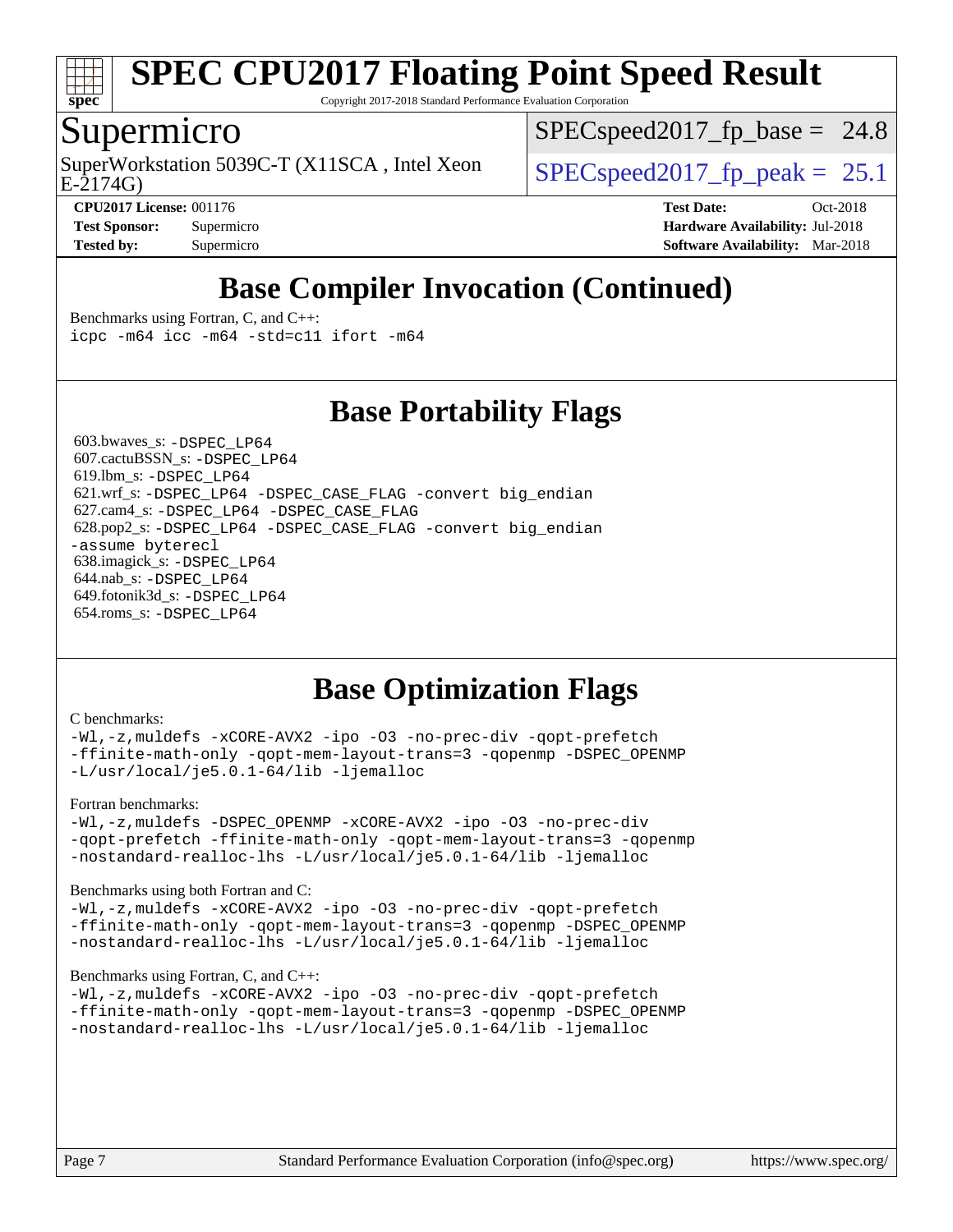# SPEC CPU2017 Floating Point Speed Result

Copyright 2017-2018 Standard Performance Evaluation Corporation

## Supermicro

SuperWorkstation 5039C-T (X11SCA , Intel Xeon E-2174G)

SPECspeed2017_fp_base = 24.8

SPECspeed2017_fp_peak = 25.1

**CPU2017 License:** 001176
**Test Sponsor:** Supermicro
**Tested by:** Supermicro

**Test Date:** Oct-2018
**Hardware Availability:** Jul-2018
**Software Availability:** Mar-2018

## Base Compiler Invocation (Continued)

Benchmarks using Fortran, C, and C++:
```
icpc -m64 icc -m64 -std=c11 ifort -m64
```

## Base Portability Flags

603.bwaves_s: `-DSPEC_LP64`
607.cactuBSSN_s: `-DSPEC_LP64`
619.lbm_s: `-DSPEC_LP64`
621.wrf_s: `-DSPEC_LP64 -DSPEC_CASE_FLAG -convert big_endian`
627.cam4_s: `-DSPEC_LP64 -DSPEC_CASE_FLAG`
628.pop2_s: `-DSPEC_LP64 -DSPEC_CASE_FLAG -convert big_endian -assume byterecl`
638.imagick_s: `-DSPEC_LP64`
644.nab_s: `-DSPEC_LP64`
649.fotonik3d_s: `-DSPEC_LP64`
654.roms_s: `-DSPEC_LP64`

## Base Optimization Flags

C benchmarks:
```
-Wl,-z,muldefs -xCORE-AVX2 -ipo -O3 -no-prec-div -qopt-prefetch
-ffinite-math-only -qopt-mem-layout-trans=3 -qopenmp -DSPEC_OPENMP
-L/usr/local/je5.0.1-64/lib -ljemalloc
```

Fortran benchmarks:
```
-Wl,-z,muldefs -DSPEC_OPENMP -xCORE-AVX2 -ipo -O3 -no-prec-div
-qopt-prefetch -ffinite-math-only -qopt-mem-layout-trans=3 -qopenmp
-nostandard-realloc-lhs -L/usr/local/je5.0.1-64/lib -ljemalloc
```

Benchmarks using both Fortran and C:
```
-Wl,-z,muldefs -xCORE-AVX2 -ipo -O3 -no-prec-div -qopt-prefetch
-ffinite-math-only -qopt-mem-layout-trans=3 -qopenmp -DSPEC_OPENMP
-nostandard-realloc-lhs -L/usr/local/je5.0.1-64/lib -ljemalloc
```

Benchmarks using Fortran, C, and C++:
```
-Wl,-z,muldefs -xCORE-AVX2 -ipo -O3 -no-prec-div -qopt-prefetch
-ffinite-math-only -qopt-mem-layout-trans=3 -qopenmp -DSPEC_OPENMP
-nostandard-realloc-lhs -L/usr/local/je5.0.1-64/lib -ljemalloc
```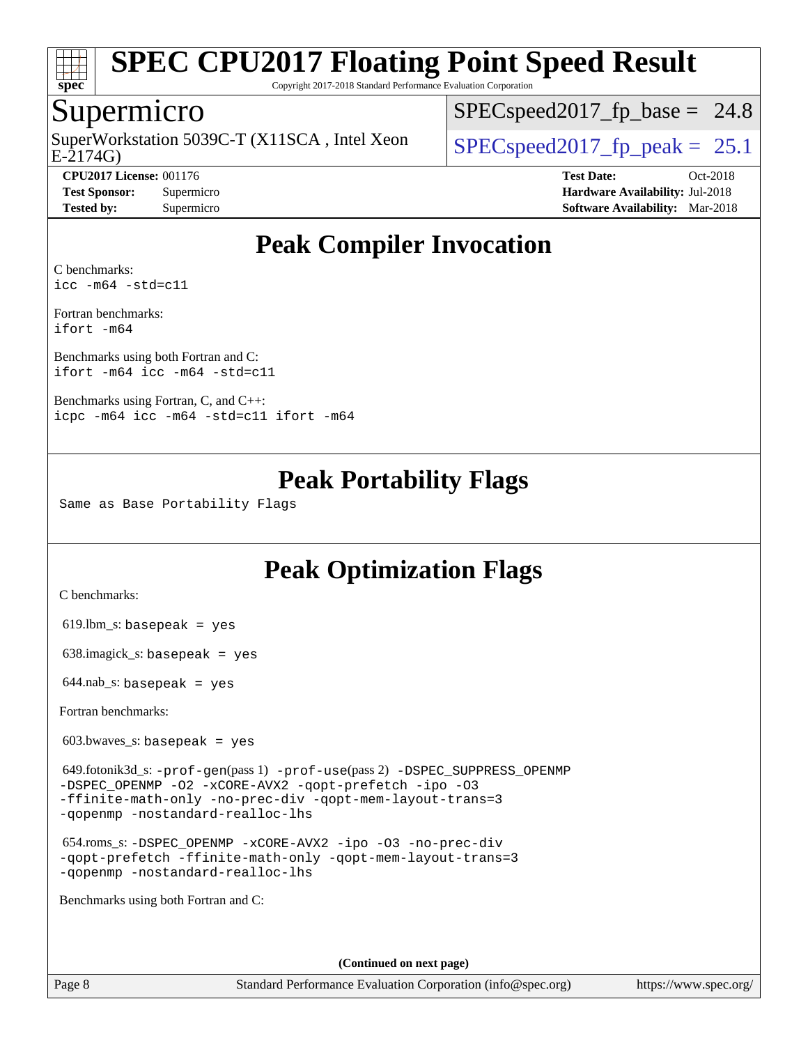# SPEC CPU2017 Floating Point Speed Result

Copyright 2017-2018 Standard Performance Evaluation Corporation

## Supermicro

SuperWorkstation 5039C-T (X11SCA , Intel Xeon E-2174G)

SPECspeed2017_fp_base = 24.8

SPECspeed2017_fp_peak = 25.1

**CPU2017 License:** 001176
**Test Sponsor:** Supermicro
**Tested by:** Supermicro

**Test Date:** Oct-2018
**Hardware Availability:** Jul-2018
**Software Availability:** Mar-2018

## Peak Compiler Invocation

C benchmarks:
`icc -m64 -std=c11`

Fortran benchmarks:
`ifort -m64`

Benchmarks using both Fortran and C:
`ifort -m64 icc -m64 -std=c11`

Benchmarks using Fortran, C, and C++:
`icpc -m64 icc -m64 -std=c11 ifort -m64`

## Peak Portability Flags

Same as Base Portability Flags

## Peak Optimization Flags

C benchmarks:

619.lbm_s: `basepeak = yes`

638.imagick_s: `basepeak = yes`

644.nab_s: `basepeak = yes`

Fortran benchmarks:

603.bwaves_s: `basepeak = yes`

649.fotonik3d_s: `-prof-gen`(pass 1) `-prof-use`(pass 2) `-DSPEC_SUPPRESS_OPENMP -DSPEC_OPENMP -O2 -xCORE-AVX2 -qopt-prefetch -ipo -O3 -ffinite-math-only -no-prec-div -qopt-mem-layout-trans=3 -qopenmp -nostandard-realloc-lhs`

654.roms_s: `-DSPEC_OPENMP -xCORE-AVX2 -ipo -O3 -no-prec-div -qopt-prefetch -ffinite-math-only -qopt-mem-layout-trans=3 -qopenmp -nostandard-realloc-lhs`

Benchmarks using both Fortran and C:

(Continued on next page)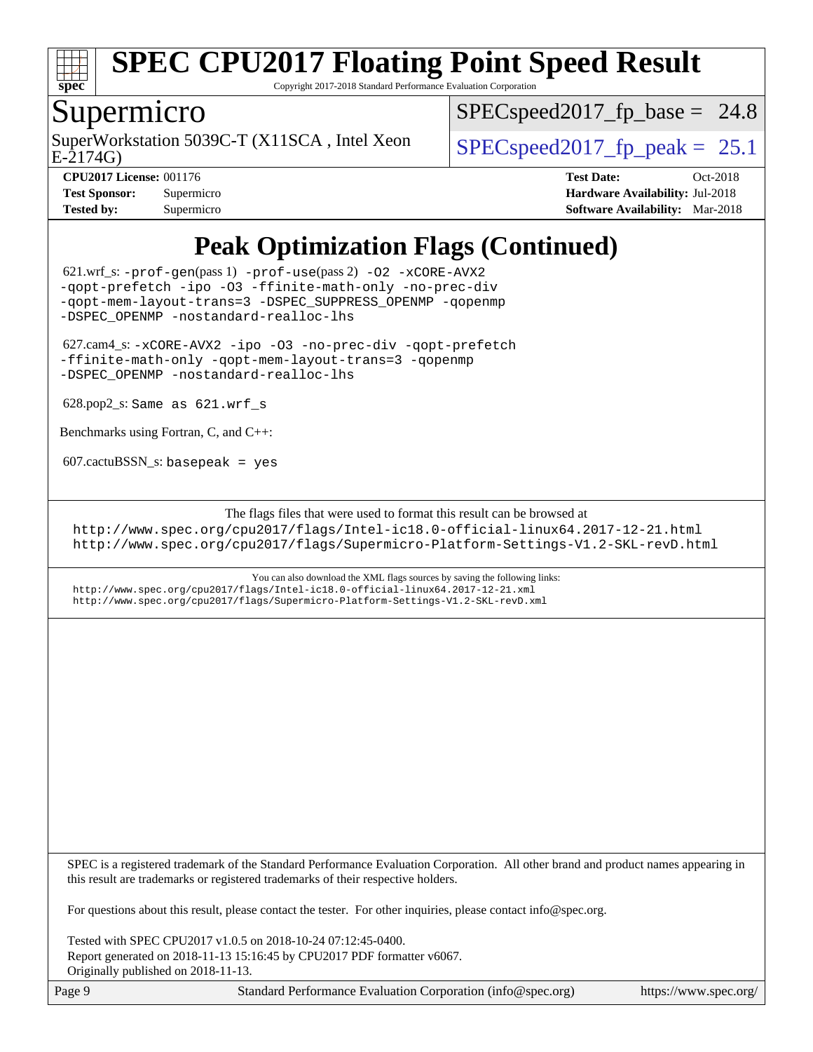# Peak Optimization Flags (Continued)

621.wrf_s: -prof-gen(pass 1) -prof-use(pass 2) -O2 -xCORE-AVX2 -qopt-prefetch -ipo -O3 -ffinite-math-only -no-prec-div -qopt-mem-layout-trans=3 -DSPEC_SUPPRESS_OPENMP -qopenmp -DSPEC_OPENMP -nostandard-realloc-lhs

627.cam4_s: -xCORE-AVX2 -ipo -O3 -no-prec-div -qopt-prefetch -ffinite-math-only -qopt-mem-layout-trans=3 -qopenmp -DSPEC_OPENMP -nostandard-realloc-lhs

628.pop2_s: Same as 621.wrf_s

Benchmarks using Fortran, C, and C++:

607.cactuBSSN_s: basepeak = yes

The flags files that were used to format this result can be browsed at
http://www.spec.org/cpu2017/flags/Intel-ic18.0-official-linux64.2017-12-21.html
http://www.spec.org/cpu2017/flags/Supermicro-Platform-Settings-V1.2-SKL-revD.html

You can also download the XML flags sources by saving the following links:
http://www.spec.org/cpu2017/flags/Intel-ic18.0-official-linux64.2017-12-21.xml
http://www.spec.org/cpu2017/flags/Supermicro-Platform-Settings-V1.2-SKL-revD.xml

SPEC is a registered trademark of the Standard Performance Evaluation Corporation. All other brand and product names appearing in this result are trademarks or registered trademarks of their respective holders.

For questions about this result, please contact the tester. For other inquiries, please contact info@spec.org.

Tested with SPEC CPU2017 v1.0.5 on 2018-10-24 07:12:45-0400.
Report generated on 2018-11-13 15:16:45 by CPU2017 PDF formatter v6067.
Originally published on 2018-11-13.